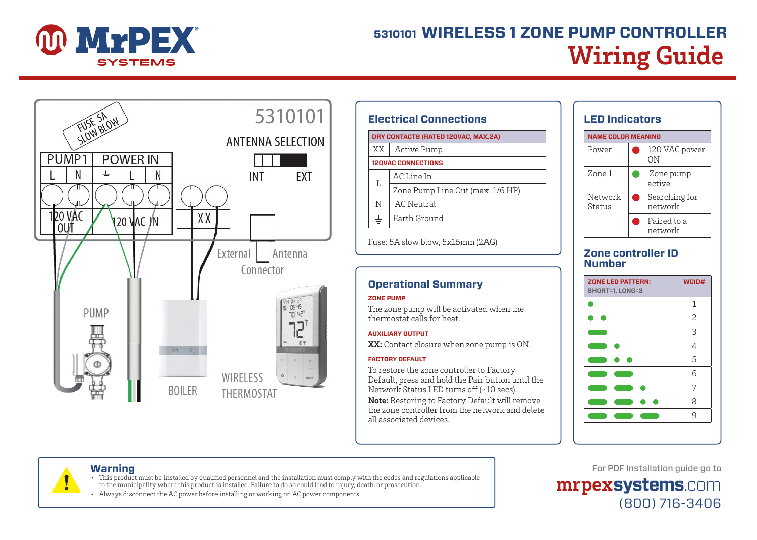# MrPEX SYSTEMS

## 5310101 WIRELESS 1 ZONE PUMP CONTROLLER

# Wiring Guide

FUSE 5A SLOW BLOW

5310101

ANTENNA SELECTION

INT EXT

| PUMP1 | | POWER IN | | |
|---|---|---|---|---|
| L | N | ⏚ | L | N |

120 VAC OUT

120 VAC IN

XX

External Antenna Connector

PUMP

BOILER

WIRELESS THERMOSTAT

## Electrical Connections

| DRY CONTACTS (RATED 120VAC, MAX.2A) | |
|---|---|
| XX | Active Pump |
| **120VAC CONNECTIONS** | |
| L | AC Line In |
| | Zone Pump Line Out (max. 1/6 HP) |
| N | AC Neutral |
| ⏚ | Earth Ground |

Fuse: 5A slow blow, 5x15mm (2AG)

## Operational Summary

**ZONE PUMP**

The zone pump will be activated when the thermostat calls for heat.

**AUXILIARY OUTPUT**

**XX:** Contact closure when zone pump is ON.

**FACTORY DEFAULT**

To restore the zone controller to Factory Default, press and hold the Pair button until the Network Status LED turns off (~10 secs).

**Note:** Restoring to Factory Default will remove the zone controller from the network and delete all associated devices.

## LED Indicators

| NAME | COLOR | MEANING |
|---|---|---|
| Power | Red | 120 VAC power ON |
| Zone 1 | Green | Zone pump active |
| Network Status | Red | Searching for network |
| | Red | Paired to a network |

## Zone controller ID Number

| ZONE LED PATTERN: SHORT=1, LONG=3 | WCID# |
|---|---|
| ● | 1 |
| ● ● | 2 |
| ▬ | 3 |
| ▬ ● | 4 |
| ▬ ● ● | 5 |
| ▬ ▬ | 6 |
| ▬ ▬ ● | 7 |
| ▬ ▬ ● ● | 8 |
| ▬ ▬ ▬ | 9 |

## Warning

- This product must be installed by qualified personnel and the installation must comply with the codes and regulations applicable to the municipality where this product is installed. Failure to do so could lead to injury, death, or prosecution.
- Always disconnect the AC power before installing or working on AC power components.

For PDF Installation guide go to

**mrpexsystems.com**

(800) 716-3406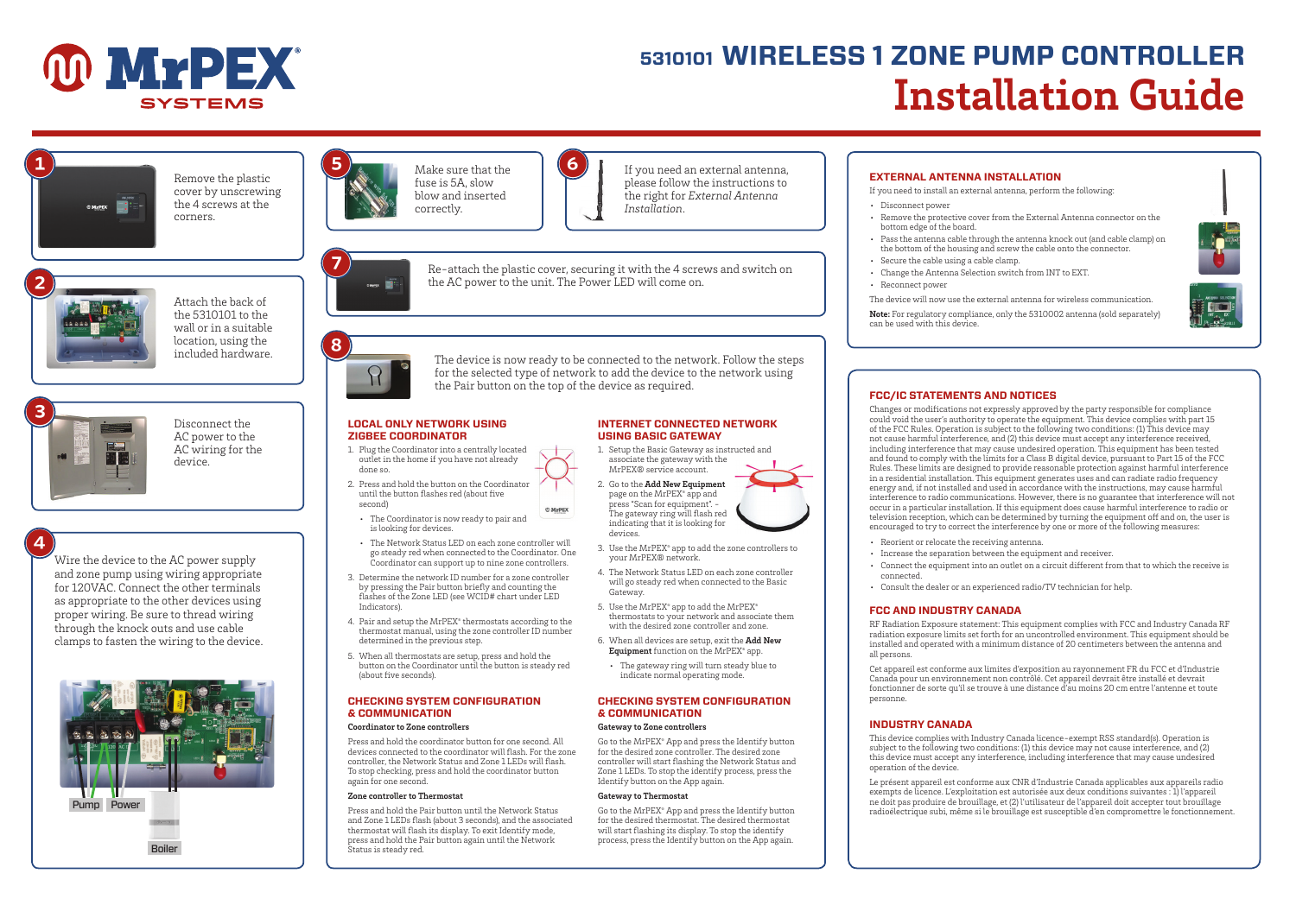# MrPEX® SYSTEMS

# 5310101 WIRELESS 1 ZONE PUMP CONTROLLER Installation Guide

**1** Remove the plastic cover by unscrewing the 4 screws at the corners.

**2** Attach the back of the 5310101 to the wall or in a suitable location, using the included hardware.

**3** Disconnect the AC power to the AC wiring for the device.

**4** Wire the device to the AC power supply and zone pump using wiring appropriate for 120VAC. Connect the other terminals as appropriate to the other devices using proper wiring. Be sure to thread wiring through the knock outs and use cable clamps to fasten the wiring to the device.

Pump
Power
Boiler

**5** Make sure that the fuse is 5A, slow blow and inserted correctly.

**6** If you need an external antenna, please follow the instructions to the right for *External Antenna Installation*.

**7** Re-attach the plastic cover, securing it with the 4 screws and switch on the AC power to the unit. The Power LED will come on.

**8** The device is now ready to be connected to the network. Follow the steps for the selected type of network to add the device to the network using the Pair button on the top of the device as required.

## LOCAL ONLY NETWORK USING ZIGBEE COORDINATOR

1. Plug the Coordinator into a centrally located outlet in the home if you have not already done so.
2. Press and hold the button on the Coordinator until the button flashes red (about five second)
   - The Coordinator is now ready to pair and is looking for devices.
   - The Network Status LED on each zone controller will go steady red when connected to the Coordinator. One Coordinator can support up to nine zone controllers.
3. Determine the network ID number for a zone controller by pressing the Pair button briefly and counting the flashes of the Zone LED (see WCID# chart under LED Indicators).
4. Pair and setup the MrPEX® thermostats according to the thermostat manual, using the zone controller ID number determined in the previous step.
5. When all thermostats are setup, press and hold the button on the Coordinator until the button is steady red (about five seconds).

## CHECKING SYSTEM CONFIGURATION & COMMUNICATION

**Coordinator to Zone controllers**

Press and hold the coordinator button for one second. All devices connected to the coordinator will flash. For the zone controller, the Network Status and Zone 1 LEDs will flash. To stop checking, press and hold the coordinator button again for one second.

**Zone controller to Thermostat**

Press and hold the Pair button until the Network Status and Zone 1 LEDs flash (about 3 seconds), and the associated thermostat will flash its display. To exit Identify mode, press and hold the Pair button again until the Network Status is steady red.

## INTERNET CONNECTED NETWORK USING BASIC GATEWAY

1. Setup the Basic Gateway as instructed and associate the gateway with the MrPEX® service account.
2. Go to the **Add New Equipment** page on the MrPEX® app and press "Scan for equipment". - The gateway ring will flash red indicating that it is looking for devices.
3. Use the MrPEX® app to add the zone controllers to your MrPEX® network.
4. The Network Status LED on each zone controller will go steady red when connected to the Basic Gateway.
5. Use the MrPEX® app to add the MrPEX® thermostats to your network and associate them with the desired zone controller and zone.
6. When all devices are setup, exit the **Add New Equipment** function on the MrPEX® app.
   - The gateway ring will turn steady blue to indicate normal operating mode.

## CHECKING SYSTEM CONFIGURATION & COMMUNICATION

**Gateway to Zone controllers**

Go to the MrPEX® App and press the Identify button for the desired zone controller. The desired zone controller will start flashing the Network Status and Zone 1 LEDs. To stop the identify process, press the Identify button on the App again.

**Gateway to Thermostat**

Go to the MrPEX® App and press the Identify button for the desired thermostat. The desired thermostat will start flashing its display. To stop the identify process, press the Identify button on the App again.

## EXTERNAL ANTENNA INSTALLATION

If you need to install an external antenna, perform the following:

- Disconnect power
- Remove the protective cover from the External Antenna connector on the bottom edge of the board.
- Pass the antenna cable through the antenna knock out (and cable clamp) on the bottom of the housing and screw the cable onto the connector.
- Secure the cable using a cable clamp.
- Change the Antenna Selection switch from INT to EXT.
- Reconnect power

The device will now use the external antenna for wireless communication.

**Note:** For regulatory compliance, only the 5310002 antenna (sold separately) can be used with this device.

## FCC/IC STATEMENTS AND NOTICES

Changes or modifications not expressly approved by the party responsible for compliance could void the user's authority to operate the equipment. This device complies with part 15 of the FCC Rules. Operation is subject to the following two conditions: (1) This device may not cause harmful interference, and (2) this device must accept any interference received, including interference that may cause undesired operation. This equipment has been tested and found to comply with the limits for a Class B digital device, pursuant to Part 15 of the FCC Rules. These limits are designed to provide reasonable protection against harmful interference in a residential installation. This equipment generates uses and can radiate radio frequency energy and, if not installed and used in accordance with the instructions, may cause harmful interference to radio communications. However, there is no guarantee that interference will not occur in a particular installation. If this equipment does cause harmful interference to radio or television reception, which can be determined by turning the equipment off and on, the user is encouraged to try to correct the interference by one or more of the following measures:

- Reorient or relocate the receiving antenna.
- Increase the separation between the equipment and receiver.
- Connect the equipment into an outlet on a circuit different from that to which the receive is connected.
- Consult the dealer or an experienced radio/TV technician for help.

## FCC AND INDUSTRY CANADA

RF Radiation Exposure statement: This equipment complies with FCC and Industry Canada RF radiation exposure limits set forth for an uncontrolled environment. This equipment should be installed and operated with a minimum distance of 20 centimeters between the antenna and all persons.

Cet appareil est conforme aux limites d'exposition au rayonnement FR du FCC et d'Industrie Canada pour un environnement non contrôlé. Cet appareil devrait être installé et devrait fonctionner de sorte qu'il se trouve à une distance d'au moins 20 cm entre l'antenne et toute personne.

## INDUSTRY CANADA

This device complies with Industry Canada licence-exempt RSS standard(s). Operation is subject to the following two conditions: (1) this device may not cause interference, and (2) this device must accept any interference, including interference that may cause undesired operation of the device.

Le présent appareil est conforme aux CNR d'Industrie Canada applicables aux appareils radio exempts de licence. L'exploitation est autorisée aux deux conditions suivantes : 1) l'appareil ne doit pas produire de brouillage, et (2) l'utilisateur de l'appareil doit accepter tout brouillage radioélectrique subi, même si le brouillage est susceptible d'en compromettre le fonctionnement.